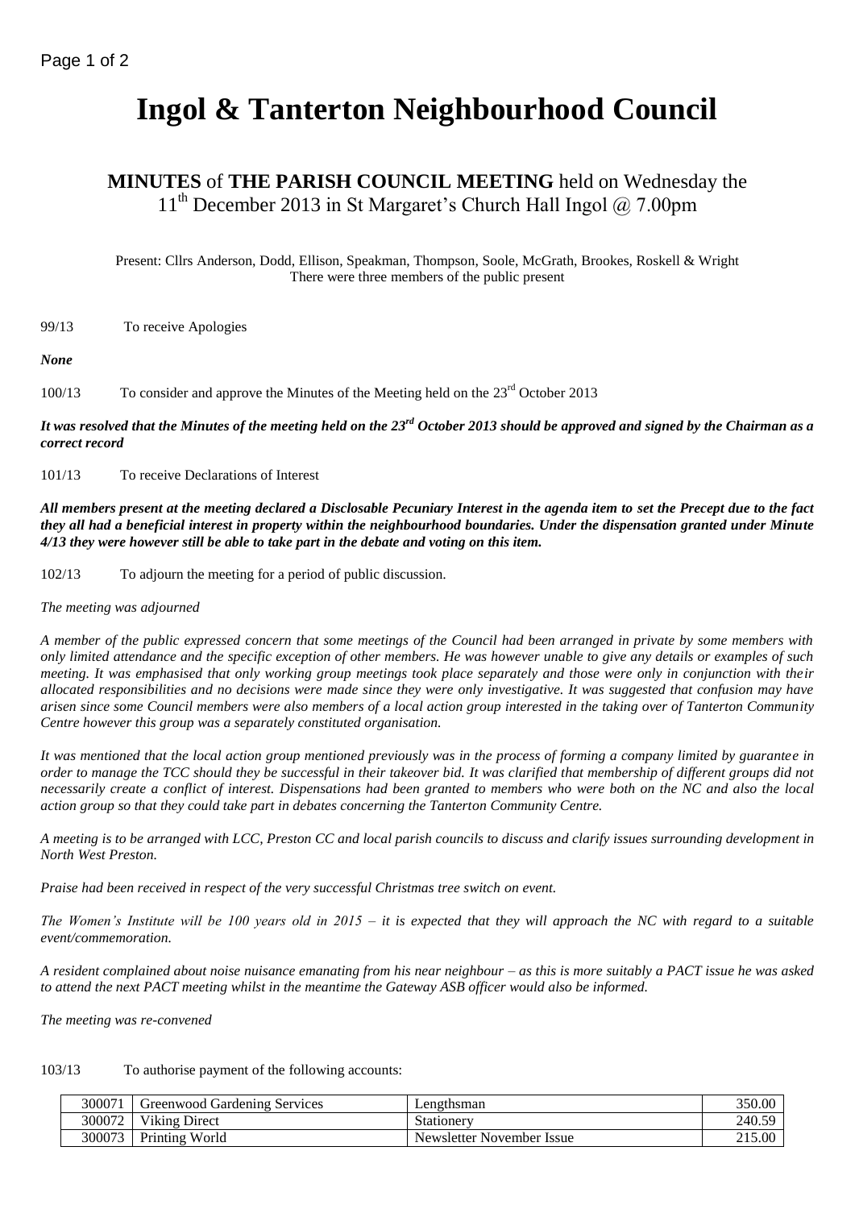# Ingol & Tanterton Neighbourhood Council

## MINUTES of THE PARISH COUNCIL MEETING held on Wednesday the 11th December 2013 in St Margaret's Church Hall Ingol @ 7.00pm

Present: Cllrs Anderson, Dodd, Ellison, Speakman, Thompson, Soole, McGrath, Brookes, Roskell & Wright
There were three members of the public present

99/13 To receive Apologies

***None***

100/13 To consider and approve the Minutes of the Meeting held on the 23rd October 2013

***It was resolved that the Minutes of the meeting held on the 23rd October 2013 should be approved and signed by the Chairman as a correct record***

101/13 To receive Declarations of Interest

***All members present at the meeting declared a Disclosable Pecuniary Interest in the agenda item to set the Precept due to the fact they all had a beneficial interest in property within the neighbourhood boundaries. Under the dispensation granted under Minute 4/13 they were however still be able to take part in the debate and voting on this item.***

102/13 To adjourn the meeting for a period of public discussion.

*The meeting was adjourned*

*A member of the public expressed concern that some meetings of the Council had been arranged in private by some members with only limited attendance and the specific exception of other members. He was however unable to give any details or examples of such meeting. It was emphasised that only working group meetings took place separately and those were only in conjunction with their allocated responsibilities and no decisions were made since they were only investigative. It was suggested that confusion may have arisen since some Council members were also members of a local action group interested in the taking over of Tanterton Community Centre however this group was a separately constituted organisation.*

*It was mentioned that the local action group mentioned previously was in the process of forming a company limited by guarantee in order to manage the TCC should they be successful in their takeover bid. It was clarified that membership of different groups did not necessarily create a conflict of interest. Dispensations had been granted to members who were both on the NC and also the local action group so that they could take part in debates concerning the Tanterton Community Centre.*

*A meeting is to be arranged with LCC, Preston CC and local parish councils to discuss and clarify issues surrounding development in North West Preston.*

*Praise had been received in respect of the very successful Christmas tree switch on event.*

*The Women's Institute will be 100 years old in 2015 – it is expected that they will approach the NC with regard to a suitable event/commemoration.*

*A resident complained about noise nuisance emanating from his near neighbour – as this is more suitably a PACT issue he was asked to attend the next PACT meeting whilst in the meantime the Gateway ASB officer would also be informed.*

*The meeting was re-convened*

103/13 To authorise payment of the following accounts:

| | | | |
|---|---|---|---|
| 300071 | Greenwood Gardening Services | Lengthsman | 350.00 |
| 300072 | Viking Direct | Stationery | 240.59 |
| 300073 | Printing World | Newsletter November Issue | 215.00 |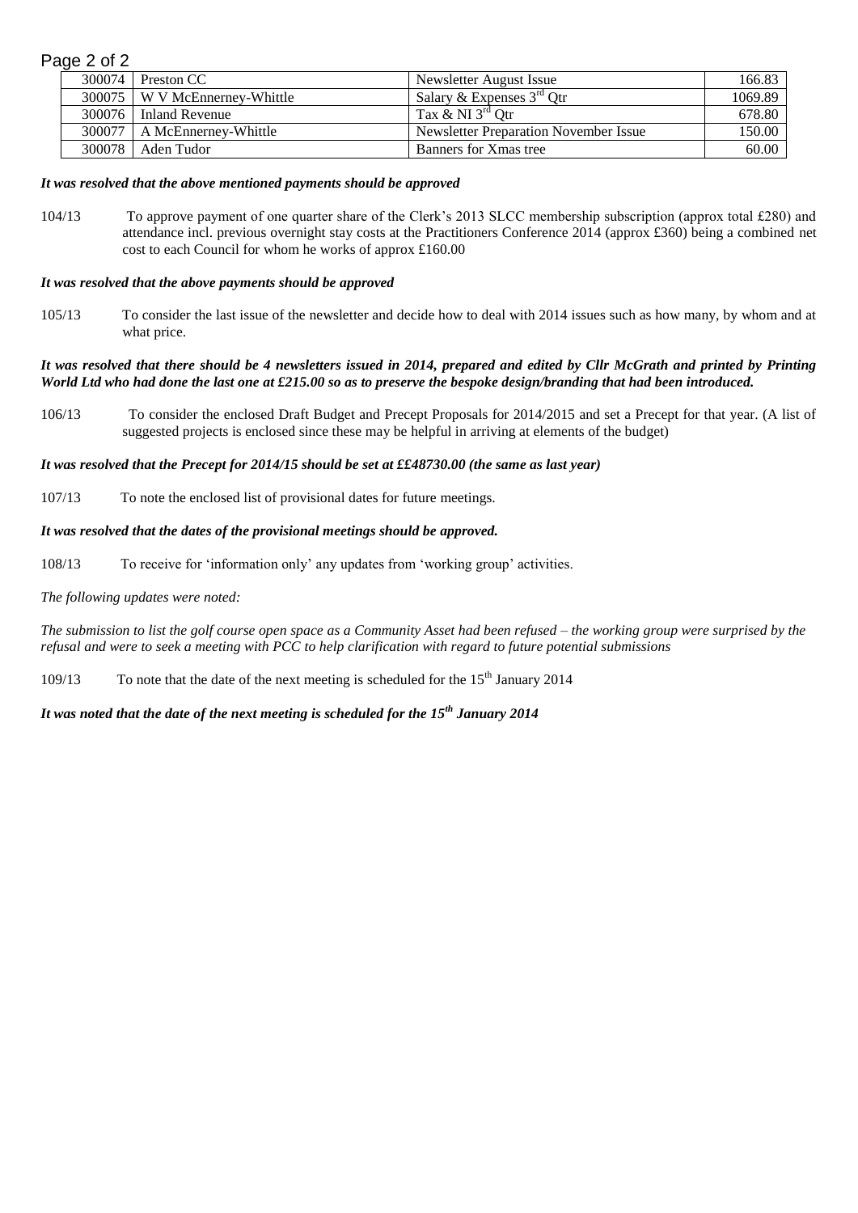| | | | |
|---|---|---|---|
| 300074 | Preston CC | Newsletter August Issue | 166.83 |
| 300075 | W V McEnnerney-Whittle | Salary & Expenses 3rd Qtr | 1069.89 |
| 300076 | Inland Revenue | Tax & NI 3rd Qtr | 678.80 |
| 300077 | A McEnnerney-Whittle | Newsletter Preparation November Issue | 150.00 |
| 300078 | Aden Tudor | Banners for Xmas tree | 60.00 |

***It was resolved that the above mentioned payments should be approved***

104/13 To approve payment of one quarter share of the Clerk's 2013 SLCC membership subscription (approx total £280) and attendance incl. previous overnight stay costs at the Practitioners Conference 2014 (approx £360) being a combined net cost to each Council for whom he works of approx £160.00

***It was resolved that the above payments should be approved***

105/13 To consider the last issue of the newsletter and decide how to deal with 2014 issues such as how many, by whom and at what price.

***It was resolved that there should be 4 newsletters issued in 2014, prepared and edited by Cllr McGrath and printed by Printing World Ltd who had done the last one at £215.00 so as to preserve the bespoke design/branding that had been introduced.***

106/13 To consider the enclosed Draft Budget and Precept Proposals for 2014/2015 and set a Precept for that year. (A list of suggested projects is enclosed since these may be helpful in arriving at elements of the budget)

***It was resolved that the Precept for 2014/15 should be set at ££48730.00 (the same as last year)***

107/13 To note the enclosed list of provisional dates for future meetings.

***It was resolved that the dates of the provisional meetings should be approved.***

108/13 To receive for 'information only' any updates from 'working group' activities.

*The following updates were noted:*

*The submission to list the golf course open space as a Community Asset had been refused – the working group were surprised by the refusal and were to seek a meeting with PCC to help clarification with regard to future potential submissions*

109/13 To note that the date of the next meeting is scheduled for the 15th January 2014

***It was noted that the date of the next meeting is scheduled for the 15th January 2014***